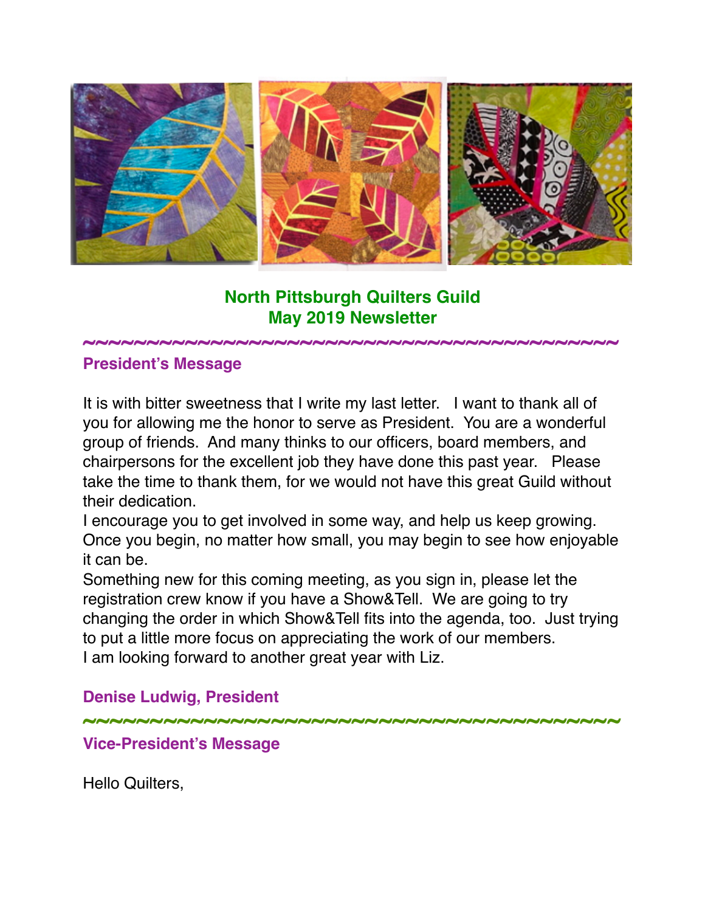# North Pittsburgh Quilters Guild
# May 2019 Newsletter

~~~~~~~~~~~~~~~~~~~~~~~~~~~~~~~~~~~~~~~~~~~~~~

## President's Message

It is with bitter sweetness that I write my last letter. I want to thank all of you for allowing me the honor to serve as President. You are a wonderful group of friends. And many thinks to our officers, board members, and chairpersons for the excellent job they have done this past year. Please take the time to thank them, for we would not have this great Guild without their dedication.

I encourage you to get involved in some way, and help us keep growing. Once you begin, no matter how small, you may begin to see how enjoyable it can be.

Something new for this coming meeting, as you sign in, please let the registration crew know if you have a Show&Tell. We are going to try changing the order in which Show&Tell fits into the agenda, too. Just trying to put a little more focus on appreciating the work of our members.

I am looking forward to another great year with Liz.

**Denise Ludwig, President**

~~~~~~~~~~~~~~~~~~~~~~~~~~~~~~~~~~~~~~~~~~~~~~

## Vice-President's Message

Hello Quilters,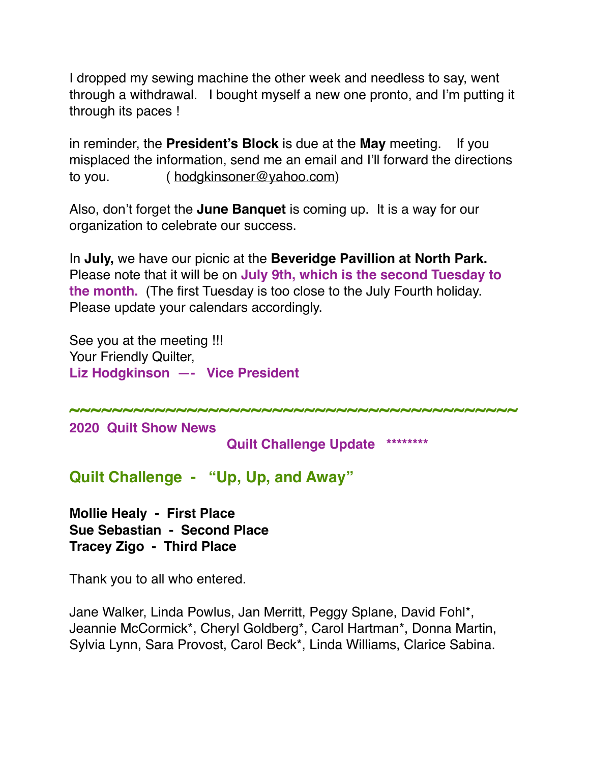I dropped my sewing machine the other week and needless to say, went through a withdrawal.  I bought myself a new one pronto, and I'm putting it through its paces !

in reminder, the **President's Block** is due at the **May** meeting.  If you misplaced the information, send me an email and I'll forward the directions to you.  ( hodgkinsoner@yahoo.com)

Also, don't forget the **June Banquet** is coming up.  It is a way for our organization to celebrate our success.

In **July,** we have our picnic at the **Beveridge Pavillion at North Park.** Please note that it will be on **July 9th, which is the second Tuesday to the month.** (The first Tuesday is too close to the July Fourth holiday. Please update your calendars accordingly.

See you at the meeting !!!
Your Friendly Quilter,
**Liz Hodgkinson —- Vice President**

~~~~~~~~~~~~~~~~~~~~~~~~~~~~~~~~~~~~~~~~~~~~

**2020 Quilt Show News**

**Quilt Challenge Update** ********

## Quilt Challenge - "Up, Up, and Away"

**Mollie Healy - First Place**
**Sue Sebastian - Second Place**
**Tracey Zigo - Third Place**

Thank you to all who entered.

Jane Walker, Linda Powlus, Jan Merritt, Peggy Splane, David Fohl*, Jeannie McCormick*, Cheryl Goldberg*, Carol Hartman*, Donna Martin, Sylvia Lynn, Sara Provost, Carol Beck*, Linda Williams, Clarice Sabina.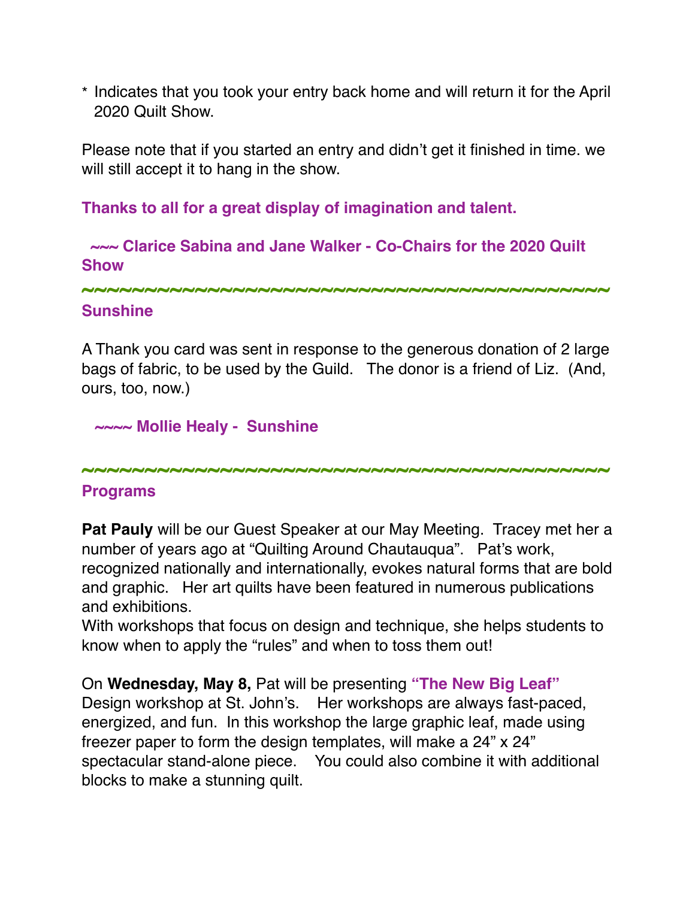\* Indicates that you took your entry back home and will return it for the April 2020 Quilt Show.

Please note that if you started an entry and didn't get it finished in time. we will still accept it to hang in the show.

**Thanks to all for a great display of imagination and talent.**

**~~~ Clarice Sabina and Jane Walker - Co-Chairs for the 2020 Quilt Show**

~~~~~~~~~~~~~~~~~~~~~~~~~~~~~~~~~~~~~~~~~~~~

## Sunshine

A Thank you card was sent in response to the generous donation of 2 large bags of fabric, to be used by the Guild. The donor is a friend of Liz. (And, ours, too, now.)

**~~~~ Mollie Healy - Sunshine**

~~~~~~~~~~~~~~~~~~~~~~~~~~~~~~~~~~~~~~~~~~~~

## Programs

**Pat Pauly** will be our Guest Speaker at our May Meeting. Tracey met her a number of years ago at "Quilting Around Chautauqua". Pat's work, recognized nationally and internationally, evokes natural forms that are bold and graphic. Her art quilts have been featured in numerous publications and exhibitions.
With workshops that focus on design and technique, she helps students to know when to apply the "rules" and when to toss them out!

On **Wednesday, May 8,** Pat will be presenting **"The New Big Leaf"** Design workshop at St. John's. Her workshops are always fast-paced, energized, and fun. In this workshop the large graphic leaf, made using freezer paper to form the design templates, will make a 24" x 24" spectacular stand-alone piece. You could also combine it with additional blocks to make a stunning quilt.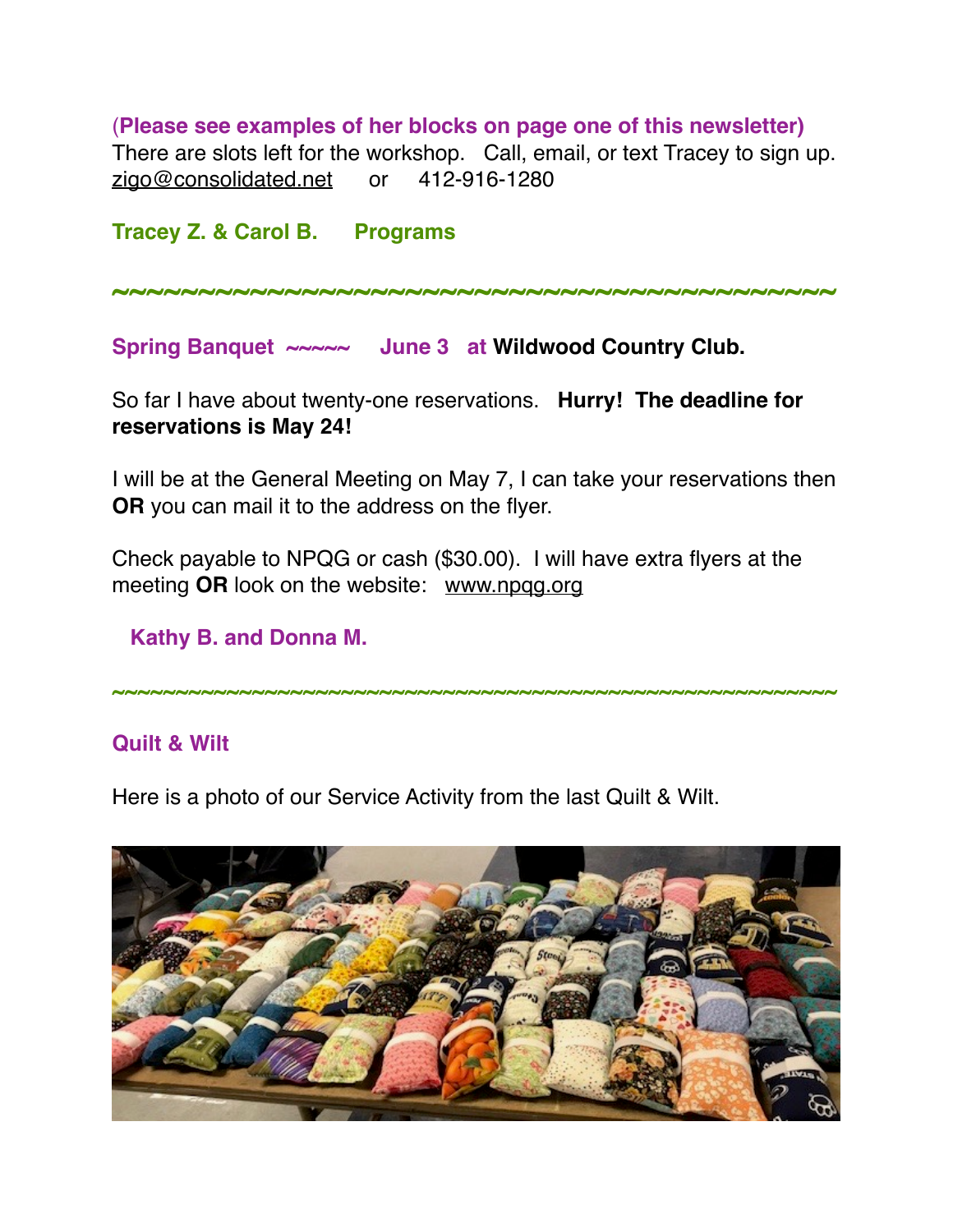**(Please see examples of her blocks on page one of this newsletter)**
There are slots left for the workshop. Call, email, or text Tracey to sign up.
zigo@consolidated.net or 412-916-1280

**Tracey Z. & Carol B. Programs**

~~~~~~~~~~~~~~~~~~~~~~~~~~~~~~~~~~~~~~~~~~~~~~~~

**Spring Banquet ~~~~~ June 3 at Wildwood Country Club.**

So far I have about twenty-one reservations. **Hurry! The deadline for reservations is May 24!**

I will be at the General Meeting on May 7, I can take your reservations then **OR** you can mail it to the address on the flyer.

Check payable to NPQG or cash ($30.00). I will have extra flyers at the meeting **OR** look on the website: www.npqg.org

**Kathy B. and Donna M.**

~~~~~~~~~~~~~~~~~~~~~~~~~~~~~~~~~~~~~~~~~~~~~~~~

**Quilt & Wilt**

Here is a photo of our Service Activity from the last Quilt & Wilt.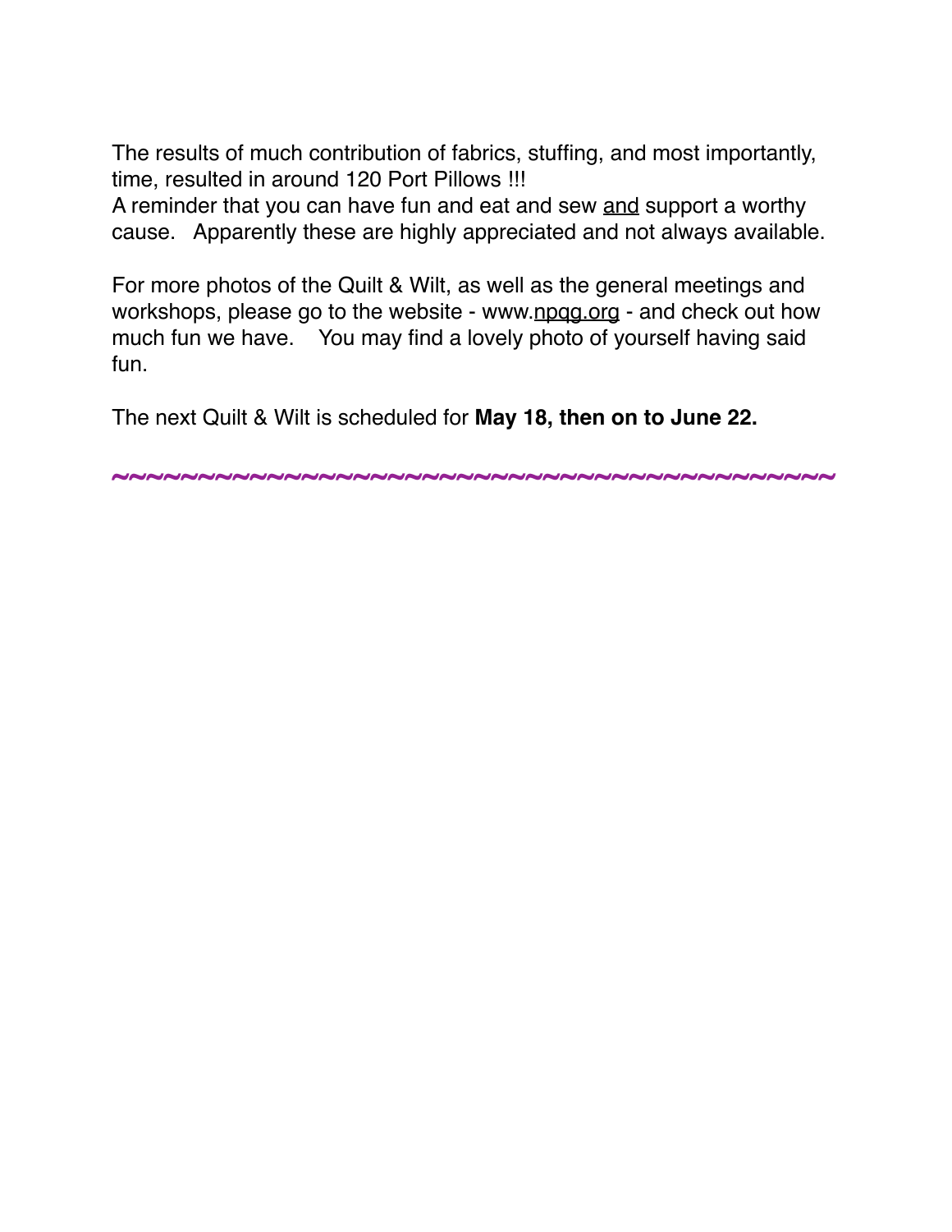The results of much contribution of fabrics, stuffing, and most importantly, time, resulted in around 120 Port Pillows !!!
A reminder that you can have fun and eat and sew <u>and</u> support a worthy cause.   Apparently these are highly appreciated and not always available.

For more photos of the Quilt & Wilt, as well as the general meetings and workshops, please go to the website - www.npqg.org - and check out how much fun we have.    You may find a lovely photo of yourself having said fun.

The next Quilt & Wilt is scheduled for **May 18, then on to June 22.**

~~~~~~~~~~~~~~~~~~~~~~~~~~~~~~~~~~~~~~~~~~~~~~~~~~~~~~~~